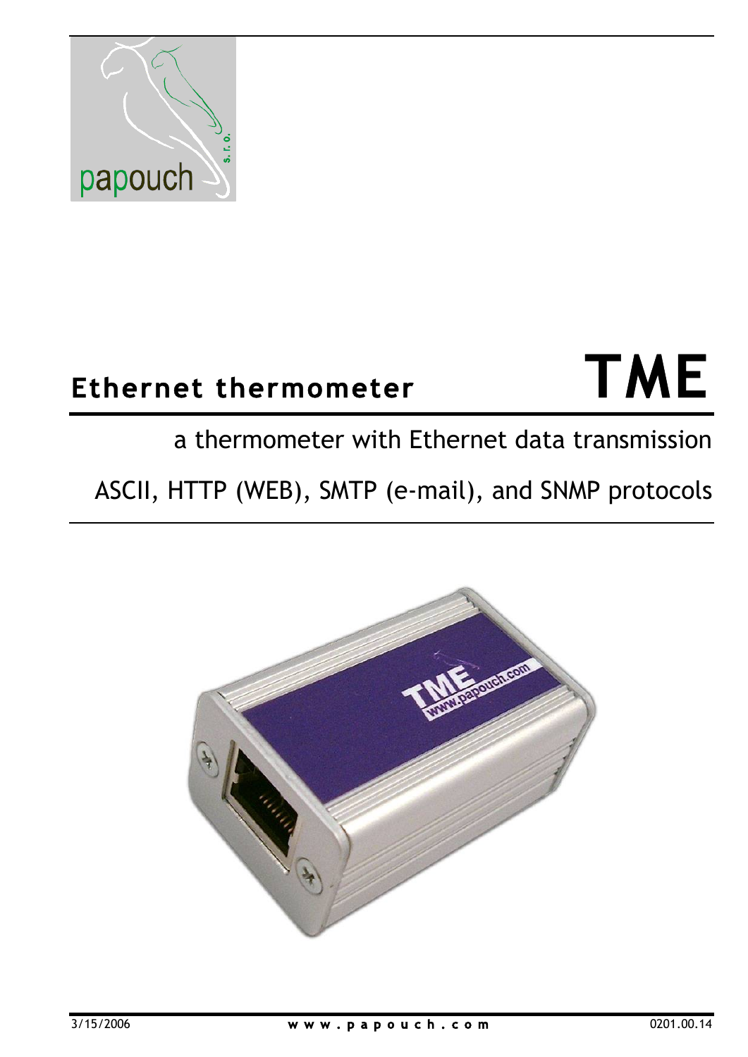# Ethernet thermometer

# TME

a thermometer with Ethernet data transmission

ASCII, HTTP (WEB), SMTP (e-mail), and SNMP protocols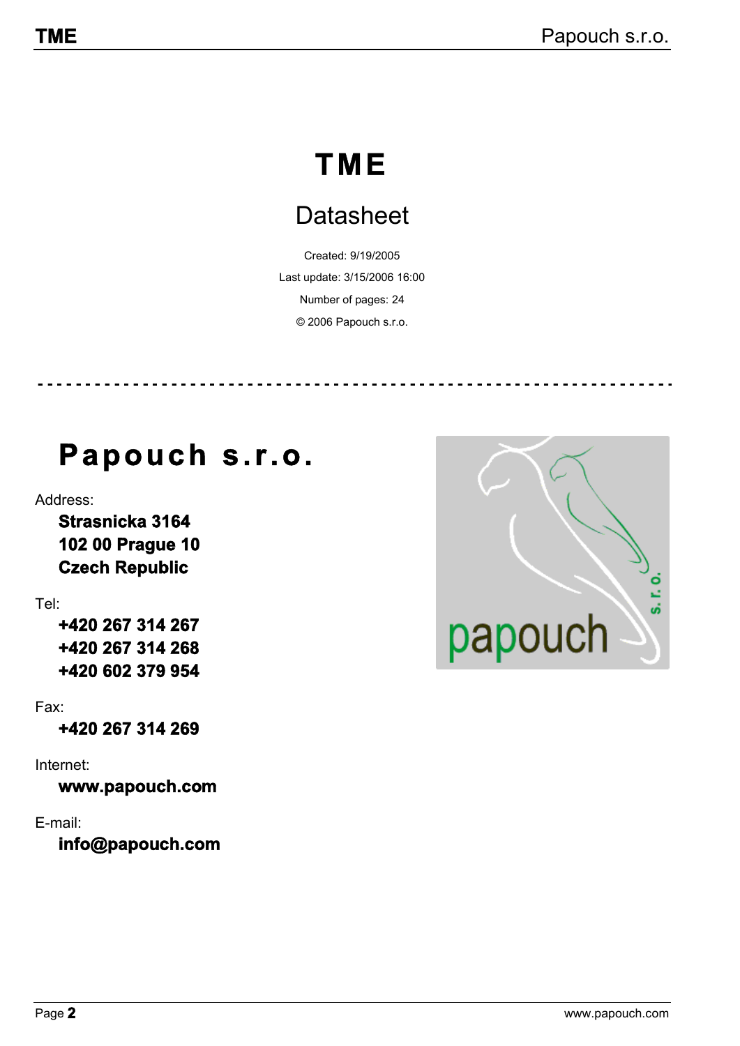# TME

## Datasheet

Created: 9/19/2005

Last update: 3/15/2006 16:00

Number of pages: 24

© 2006 Papouch s.r.o.

---

# Papouch s.r.o.

Address:

**Strasnicka 3164**
**102 00 Prague 10**
**Czech Republic**

Tel:

**+420 267 314 267**
**+420 267 314 268**
**+420 602 379 954**

Fax:

**+420 267 314 269**

Internet:

**www.papouch.com**

E-mail:

**info@papouch.com**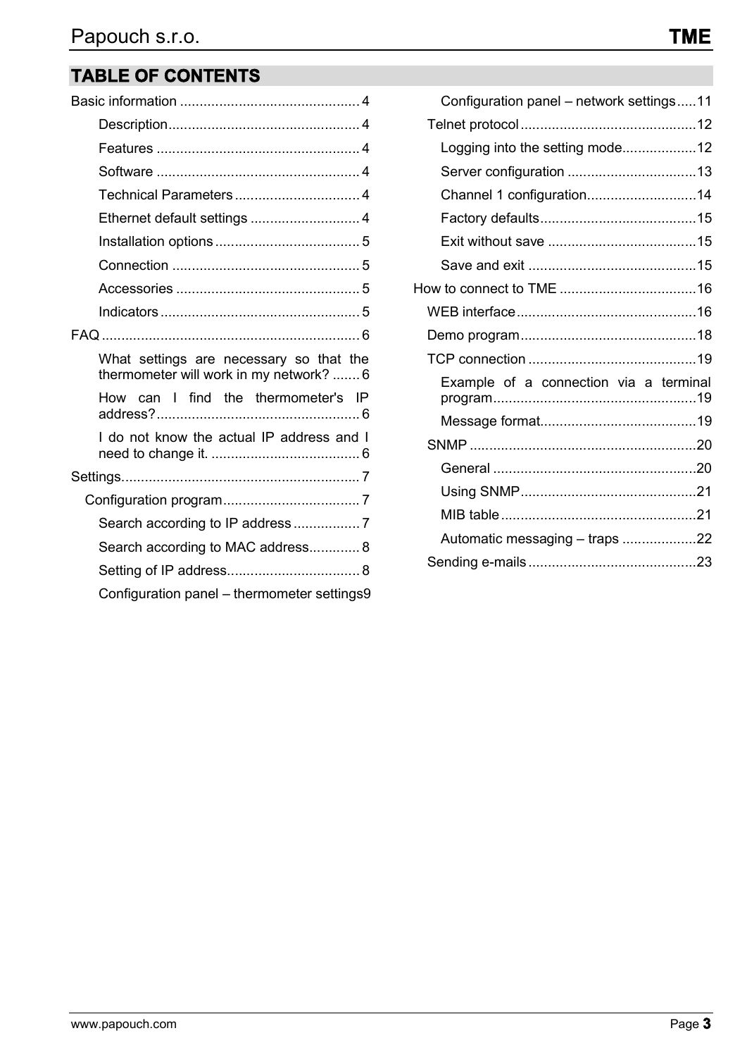## TABLE OF CONTENTS

Basic information .............................................. 4
- Description................................................. 4
- Features .................................................... 4
- Software .................................................... 4
- Technical Parameters ................................ 4
- Ethernet default settings ............................ 4
- Installation options ..................................... 5
- Connection ................................................ 5
- Accessories ............................................... 5
- Indicators ................................................... 5

FAQ .................................................................. 6
- What settings are necessary so that the thermometer will work in my network? ....... 6
- How can I find the thermometer's IP address?.................................................... 6
- I do not know the actual IP address and I need to change it. ...................................... 6

Settings............................................................. 7
- Configuration program................................... 7
  - Search according to IP address ................. 7
  - Search according to MAC address............. 8
  - Setting of IP address................................. 8
  - Configuration panel – thermometer settings9
  - Configuration panel – network settings.....11
- Telnet protocol.............................................12
  - Logging into the setting mode...................12
  - Server configuration .................................13
  - Channel 1 configuration............................14
  - Factory defaults........................................15
  - Exit without save ......................................15
  - Save and exit ...........................................15

How to connect to TME ...................................16
- WEB interface.............................................16
- Demo program.............................................18
- TCP connection ...........................................19
  - Example of a connection via a terminal program....................................................19
  - Message format........................................19
- SNMP ..........................................................20
  - General ....................................................20
  - Using SNMP.............................................21
  - MIB table ..................................................21
  - Automatic messaging – traps ...................22
- Sending e-mails ...........................................23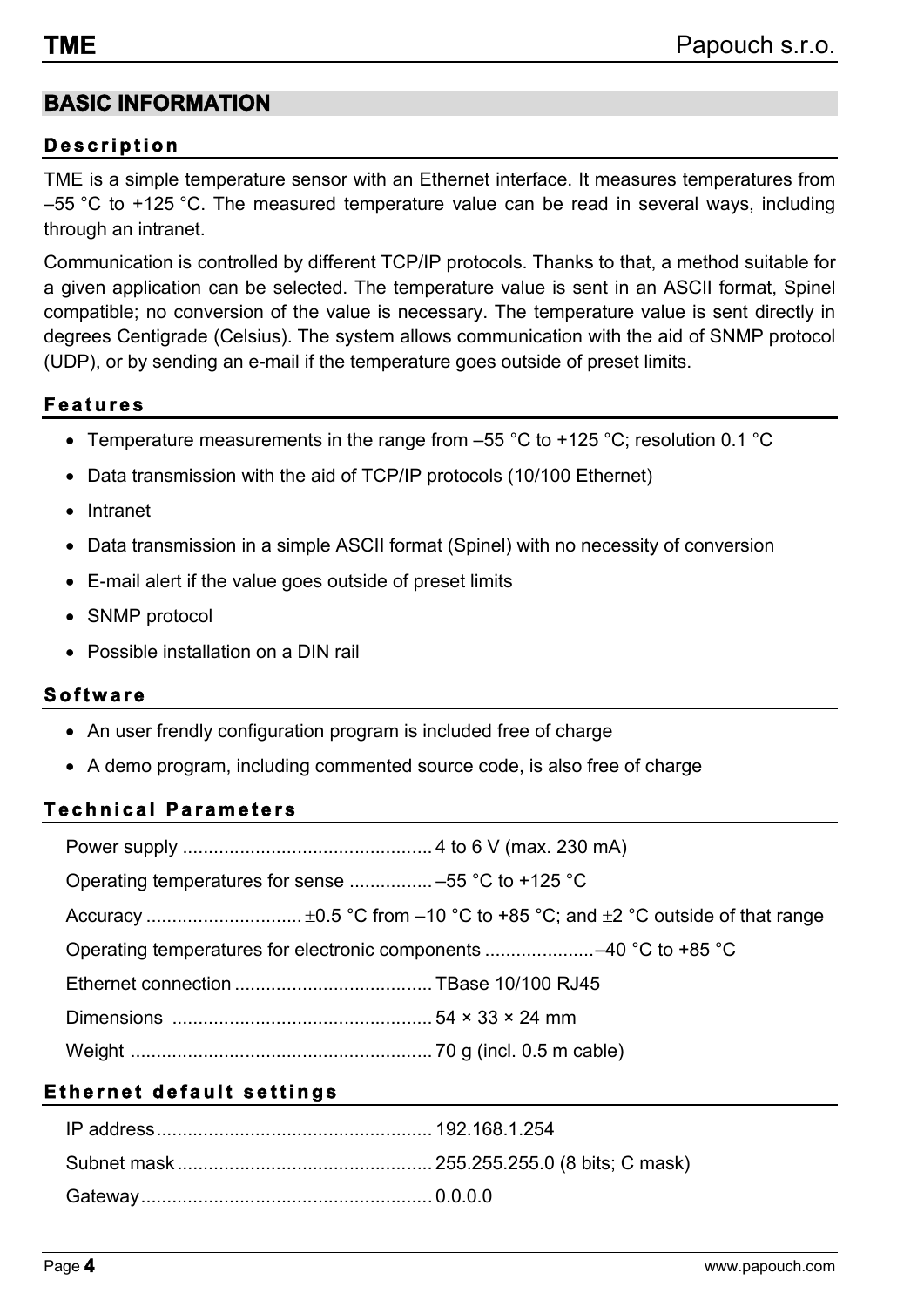## BASIC INFORMATION

### Description

TME is a simple temperature sensor with an Ethernet interface. It measures temperatures from –55 °C to +125 °C. The measured temperature value can be read in several ways, including through an intranet.

Communication is controlled by different TCP/IP protocols. Thanks to that, a method suitable for a given application can be selected. The temperature value is sent in an ASCII format, Spinel compatible; no conversion of the value is necessary. The temperature value is sent directly in degrees Centigrade (Celsius). The system allows communication with the aid of SNMP protocol (UDP), or by sending an e-mail if the temperature goes outside of preset limits.

### Features

- Temperature measurements in the range from –55 °C to +125 °C; resolution 0.1 °C
- Data transmission with the aid of TCP/IP protocols (10/100 Ethernet)
- Intranet
- Data transmission in a simple ASCII format (Spinel) with no necessity of conversion
- E-mail alert if the value goes outside of preset limits
- SNMP protocol
- Possible installation on a DIN rail

### Software

- An user frendly configuration program is included free of charge
- A demo program, including commented source code, is also free of charge

### Technical Parameters

Power supply ................................................ 4 to 6 V (max. 230 mA)

Operating temperatures for sense ................ –55 °C to +125 °C

Accuracy .............................. ±0.5 °C from –10 °C to +85 °C; and ±2 °C outside of that range

Operating temperatures for electronic components .....................–40 °C to +85 °C

Ethernet connection ...................................... TBase 10/100 RJ45

Dimensions .................................................. 54 × 33 × 24 mm

Weight .......................................................... 70 g (incl. 0.5 m cable)

### Ethernet default settings

IP address..................................................... 192.168.1.254

Subnet mask ................................................. 255.255.255.0 (8 bits; C mask)

Gateway........................................................ 0.0.0.0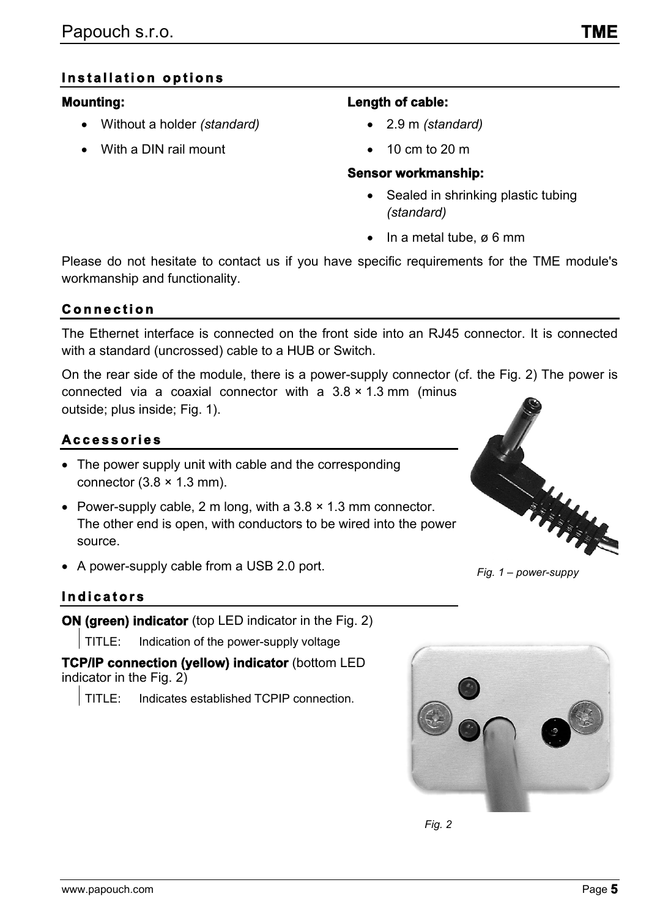## Installation options

**Mounting:**

- Without a holder *(standard)*
- With a DIN rail mount

**Length of cable:**

- 2.9 m *(standard)*
- 10 cm to 20 m

**Sensor workmanship:**

- Sealed in shrinking plastic tubing *(standard)*
- In a metal tube, ø 6 mm

Please do not hesitate to contact us if you have specific requirements for the TME module's workmanship and functionality.

## Connection

The Ethernet interface is connected on the front side into an RJ45 connector. It is connected with a standard (uncrossed) cable to a HUB or Switch.

On the rear side of the module, there is a power-supply connector (cf. the Fig. 2) The power is connected via a coaxial connector with a 3.8 × 1.3 mm (minus outside; plus inside; Fig. 1).

## Accessories

- The power supply unit with cable and the corresponding connector (3.8 × 1.3 mm).
- Power-supply cable, 2 m long, with a 3.8 × 1.3 mm connector. The other end is open, with conductors to be wired into the power source.
- A power-supply cable from a USB 2.0 port.

*Fig. 1 – power-suppy*

## Indicators

**ON (green) indicator** (top LED indicator in the Fig. 2)

> TITLE: Indication of the power-supply voltage

**TCP/IP connection (yellow) indicator** (bottom LED indicator in the Fig. 2)

> TITLE: Indicates established TCPIP connection.

*Fig. 2*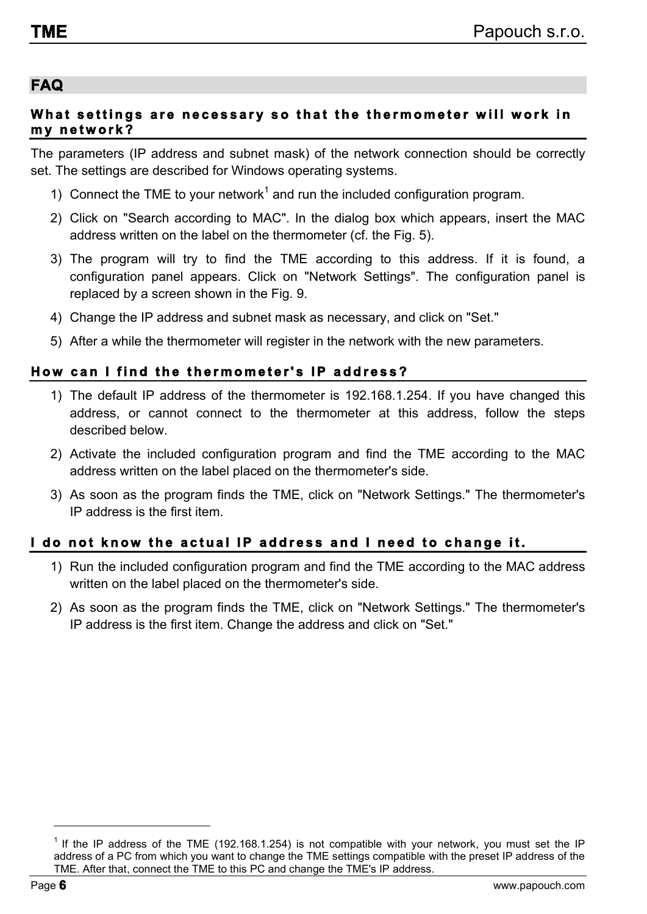## FAQ

### What settings are necessary so that the thermometer will work in my network?

The parameters (IP address and subnet mask) of the network connection should be correctly set. The settings are described for Windows operating systems.

1) Connect the TME to your network[1] and run the included configuration program.
2) Click on "Search according to MAC". In the dialog box which appears, insert the MAC address written on the label on the thermometer (cf. the Fig. 5).
3) The program will try to find the TME according to this address. If it is found, a configuration panel appears. Click on "Network Settings". The configuration panel is replaced by a screen shown in the Fig. 9.
4) Change the IP address and subnet mask as necessary, and click on "Set."
5) After a while the thermometer will register in the network with the new parameters.

### How can I find the thermometer's IP address?

1) The default IP address of the thermometer is 192.168.1.254. If you have changed this address, or cannot connect to the thermometer at this address, follow the steps described below.
2) Activate the included configuration program and find the TME according to the MAC address written on the label placed on the thermometer's side.
3) As soon as the program finds the TME, click on "Network Settings." The thermometer's IP address is the first item.

### I do not know the actual IP address and I need to change it.

1) Run the included configuration program and find the TME according to the MAC address written on the label placed on the thermometer's side.
2) As soon as the program finds the TME, click on "Network Settings." The thermometer's IP address is the first item. Change the address and click on "Set."

---

[1] If the IP address of the TME (192.168.1.254) is not compatible with your network, you must set the IP address of a PC from which you want to change the TME settings compatible with the preset IP address of the TME. After that, connect the TME to this PC and change the TME's IP address.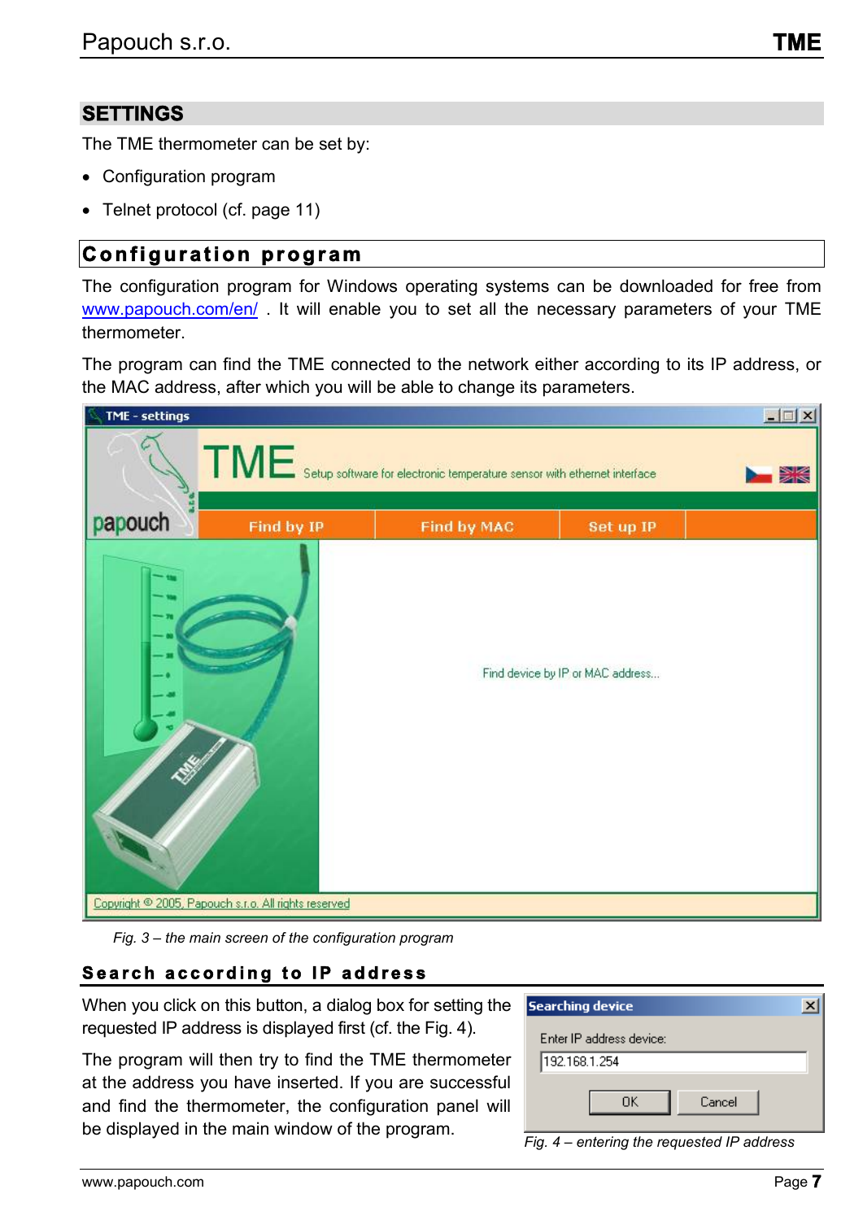## SETTINGS

The TME thermometer can be set by:

- Configuration program
- Telnet protocol (cf. page 11)

## Configuration program

The configuration program for Windows operating systems can be downloaded for free from www.papouch.com/en/ . It will enable you to set all the necessary parameters of your TME thermometer.

The program can find the TME connected to the network either according to its IP address, or the MAC address, after which you will be able to change its parameters.

*Fig. 3 – the main screen of the configuration program*

### Search according to IP address

When you click on this button, a dialog box for setting the requested IP address is displayed first (cf. the Fig. 4).

The program will then try to find the TME thermometer at the address you have inserted. If you are successful and find the thermometer, the configuration panel will be displayed in the main window of the program.

*Fig. 4 – entering the requested IP address*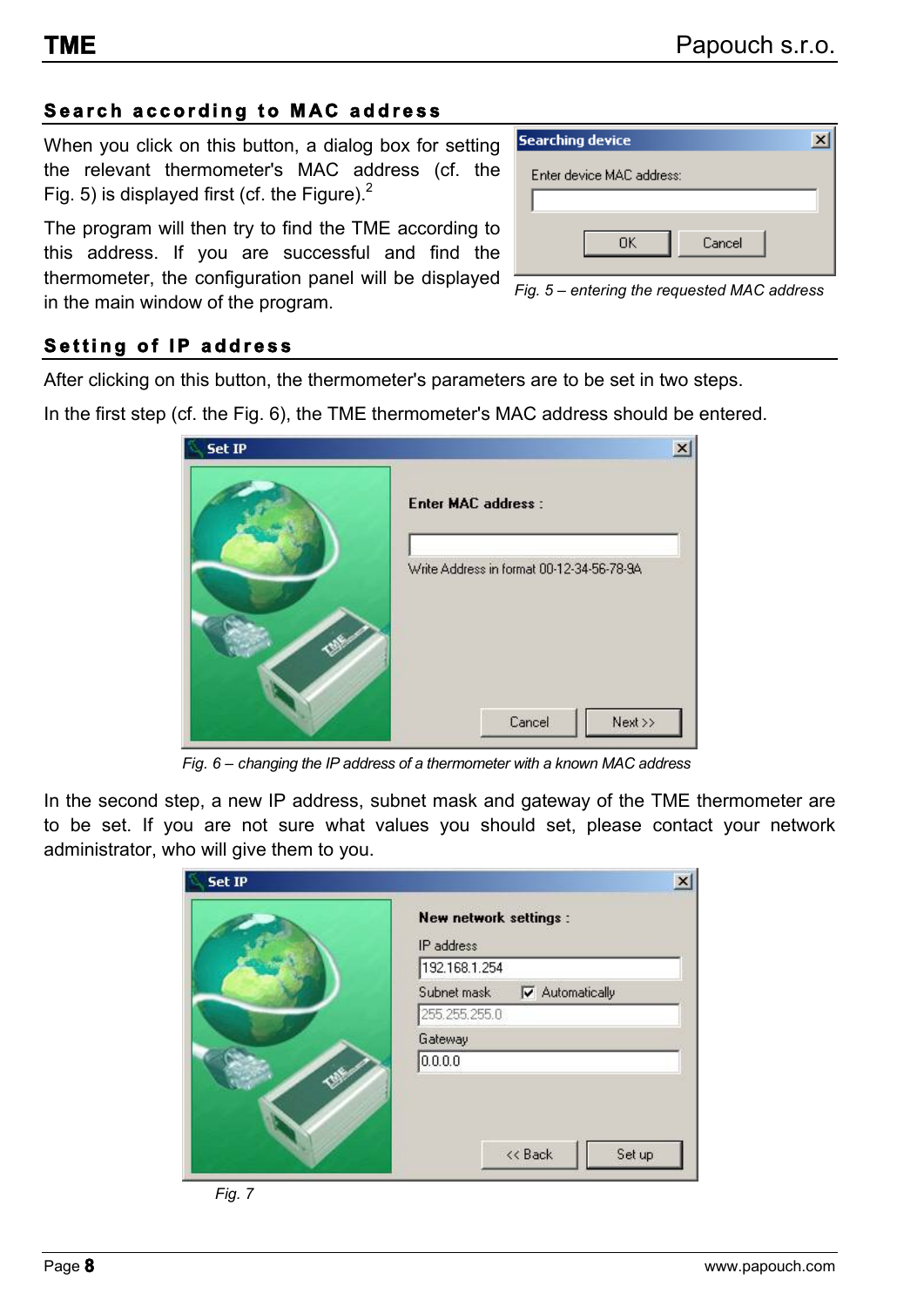## Search according to MAC address

When you click on this button, a dialog box for setting the relevant thermometer's MAC address (cf. the Fig. 5) is displayed first (cf. the Figure).[2]

The program will then try to find the TME according to this address. If you are successful and find the thermometer, the configuration panel will be displayed in the main window of the program.

*Fig. 5 – entering the requested MAC address*

## Setting of IP address

After clicking on this button, the thermometer's parameters are to be set in two steps.

In the first step (cf. the Fig. 6), the TME thermometer's MAC address should be entered.

*Fig. 6 – changing the IP address of a thermometer with a known MAC address*

In the second step, a new IP address, subnet mask and gateway of the TME thermometer are to be set. If you are not sure what values you should set, please contact your network administrator, who will give them to you.

*Fig. 7*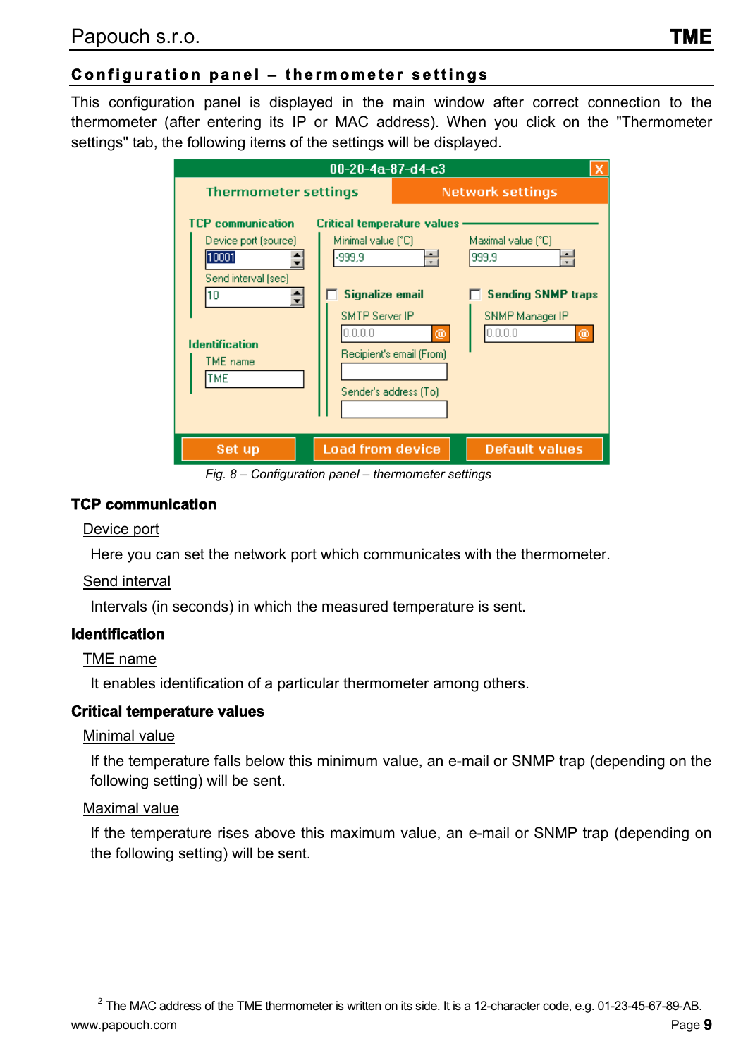## Configuration panel – thermometer settings

This configuration panel is displayed in the main window after correct connection to the thermometer (after entering its IP or MAC address). When you click on the "Thermometer settings" tab, the following items of the settings will be displayed.

*Fig. 8 – Configuration panel – thermometer settings*

### TCP communication

Device port

Here you can set the network port which communicates with the thermometer.

Send interval

Intervals (in seconds) in which the measured temperature is sent.

### Identification

TME name

It enables identification of a particular thermometer among others.

### Critical temperature values

Minimal value

If the temperature falls below this minimum value, an e-mail or SNMP trap (depending on the following setting) will be sent.

Maximal value

If the temperature rises above this maximum value, an e-mail or SNMP trap (depending on the following setting) will be sent.

---

[2] The MAC address of the TME thermometer is written on its side. It is a 12-character code, e.g. 01-23-45-67-89-AB.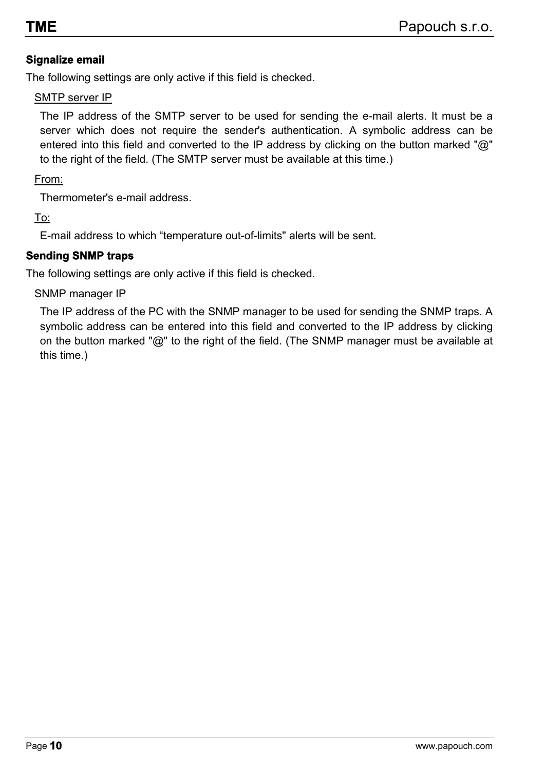**Signalize email**

The following settings are only active if this field is checked.

SMTP server IP

The IP address of the SMTP server to be used for sending the e-mail alerts. It must be a server which does not require the sender's authentication. A symbolic address can be entered into this field and converted to the IP address by clicking on the button marked "@" to the right of the field. (The SMTP server must be available at this time.)

From:

Thermometer's e-mail address.

To:

E-mail address to which “temperature out-of-limits" alerts will be sent.

**Sending SNMP traps**

The following settings are only active if this field is checked.

SNMP manager IP

The IP address of the PC with the SNMP manager to be used for sending the SNMP traps. A symbolic address can be entered into this field and converted to the IP address by clicking on the button marked "@" to the right of the field. (The SNMP manager must be available at this time.)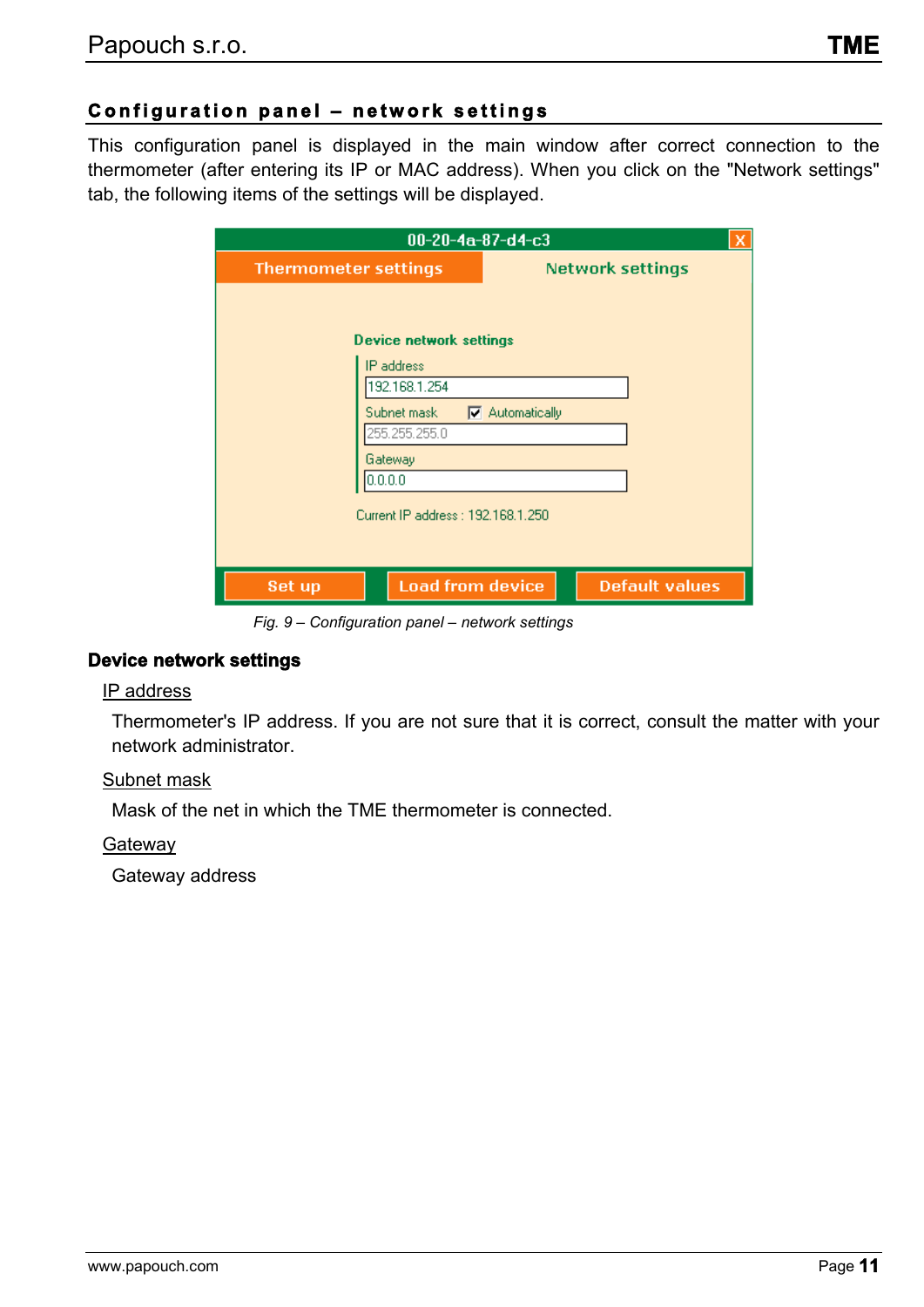## Configuration panel – network settings

This configuration panel is displayed in the main window after correct connection to the thermometer (after entering its IP or MAC address). When you click on the "Network settings" tab, the following items of the settings will be displayed.

*Fig. 9 – Configuration panel – network settings*

### Device network settings

IP address

Thermometer's IP address. If you are not sure that it is correct, consult the matter with your network administrator.

Subnet mask

Mask of the net in which the TME thermometer is connected.

Gateway

Gateway address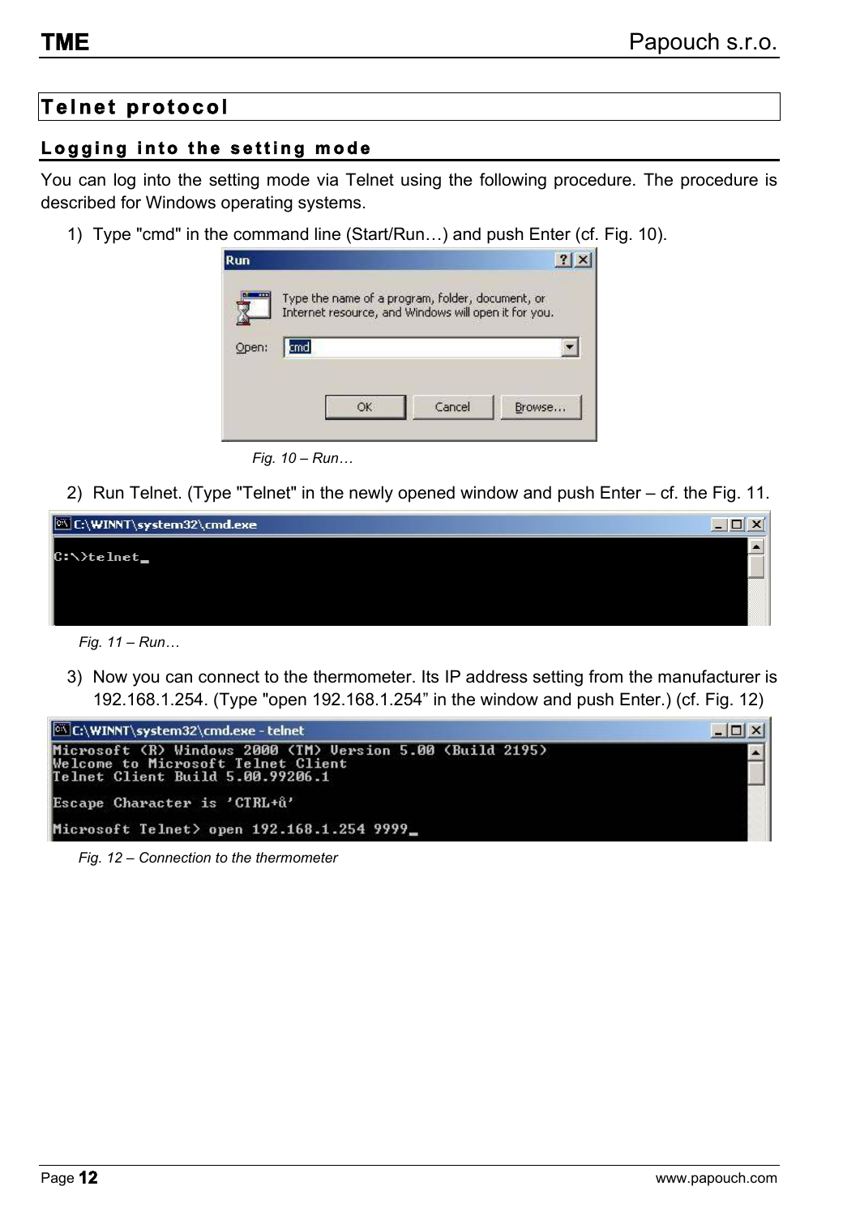# Telnet protocol

## Logging into the setting mode

You can log into the setting mode via Telnet using the following procedure. The procedure is described for Windows operating systems.

1) Type "cmd" in the command line (Start/Run…) and push Enter (cf. Fig. 10).

*Fig. 10 – Run…*

2) Run Telnet. (Type "Telnet" in the newly opened window and push Enter – cf. the Fig. 11.

*Fig. 11 – Run…*

3) Now you can connect to the thermometer. Its IP address setting from the manufacturer is 192.168.1.254. (Type "open 192.168.1.254" in the window and push Enter.) (cf. Fig. 12)

*Fig. 12 – Connection to the thermometer*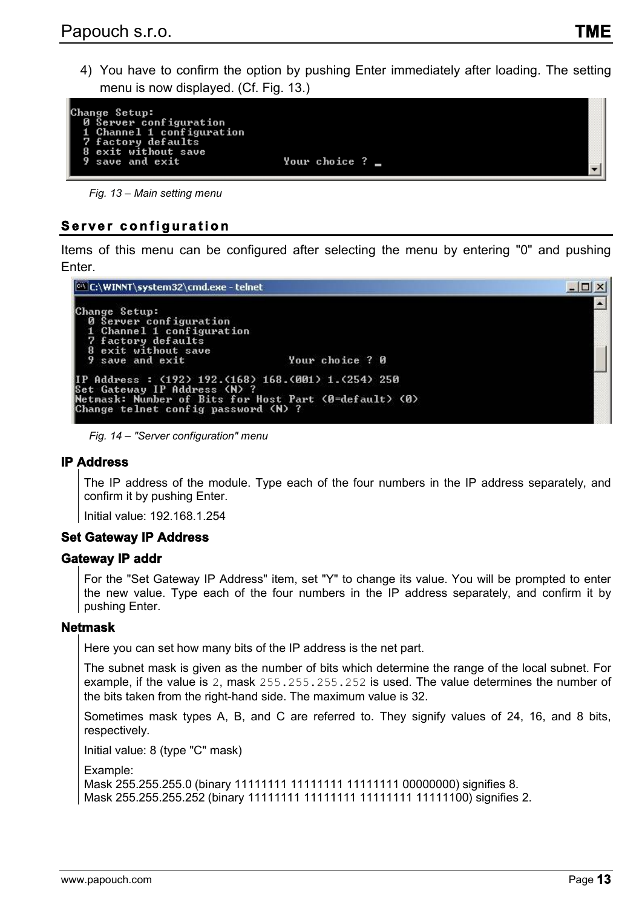4) You have to confirm the option by pushing Enter immediately after loading. The setting menu is now displayed. (Cf. Fig. 13.)

```
Change Setup:
  0 Server configuration
  1 Channel 1 configuration
  7 factory defaults
  8 exit without save
  9 save and exit              Your choice ? _
```

*Fig. 13 – Main setting menu*

## Server configuration

Items of this menu can be configured after selecting the menu by entering "0" and pushing Enter.

```
Change Setup:
  0 Server configuration
  1 Channel 1 configuration
  7 factory defaults
  8 exit without save
  9 save and exit              Your choice ? 0

IP Address : (192) 192.(168) 168.(001) 1.(254) 250
Set Gateway IP Address (N) ?
Netmask: Number of Bits for Host Part (0=default) (0)
Change telnet config password (N) ?
```

*Fig. 14 – "Server configuration" menu*

### IP Address

The IP address of the module. Type each of the four numbers in the IP address separately, and confirm it by pushing Enter.

Initial value: 192.168.1.254

### Set Gateway IP Address

### Gateway IP addr

For the "Set Gateway IP Address" item, set "Y" to change its value. You will be prompted to enter the new value. Type each of the four numbers in the IP address separately, and confirm it by pushing Enter.

### Netmask

Here you can set how many bits of the IP address is the net part.

The subnet mask is given as the number of bits which determine the range of the local subnet. For example, if the value is `2`, mask `255.255.255.252` is used. The value determines the number of the bits taken from the right-hand side. The maximum value is 32.

Sometimes mask types A, B, and C are referred to. They signify values of 24, 16, and 8 bits, respectively.

Initial value: 8 (type "C" mask)

Example:
Mask 255.255.255.0 (binary 11111111 11111111 11111111 00000000) signifies 8.
Mask 255.255.255.252 (binary 11111111 11111111 11111111 11111100) signifies 2.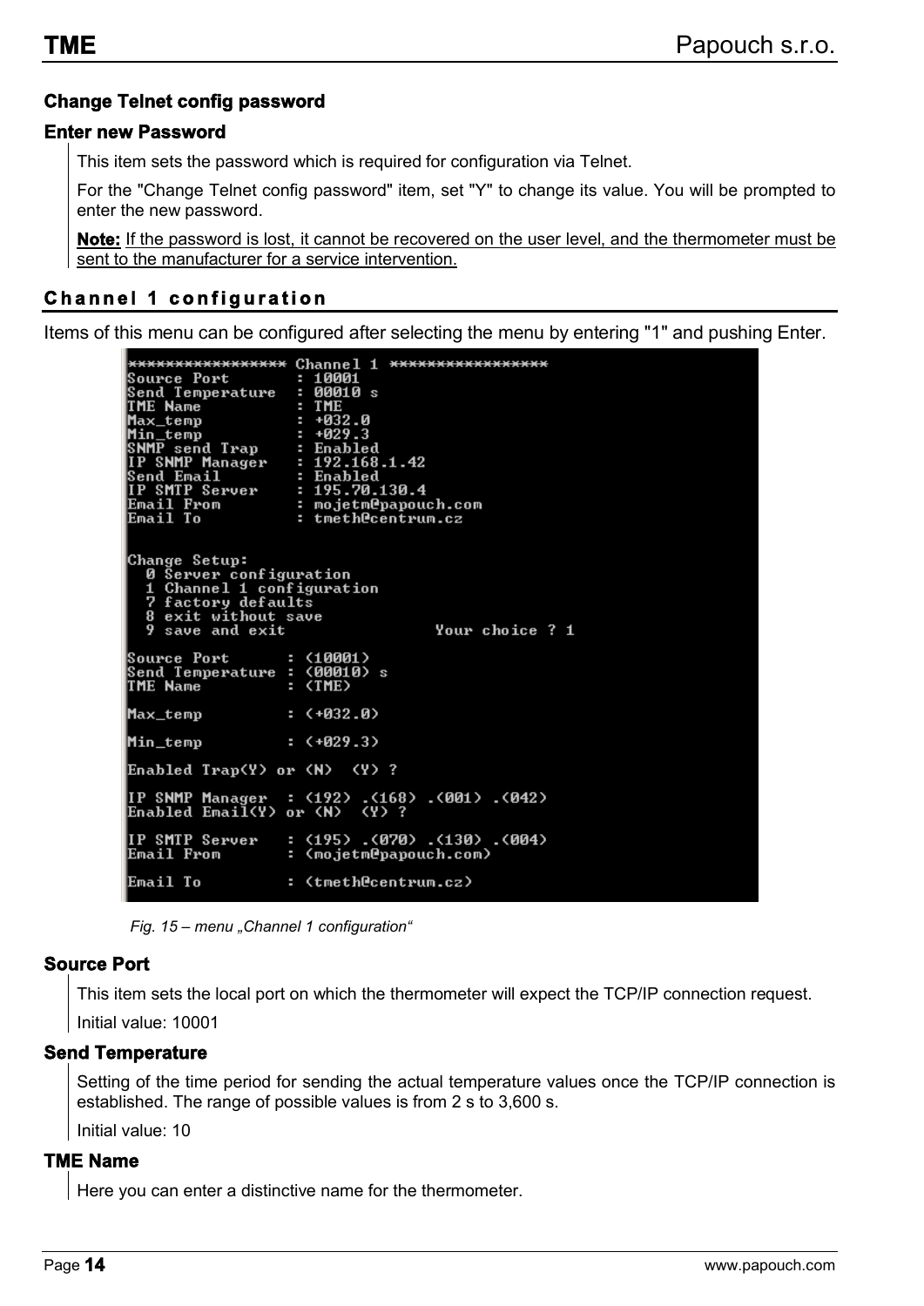#### Change Telnet config password

#### Enter new Password

This item sets the password which is required for configuration via Telnet.

For the "Change Telnet config password" item, set "Y" to change its value. You will be prompted to enter the new password.

**Note:** If the password is lost, it cannot be recovered on the user level, and the thermometer must be sent to the manufacturer for a service intervention.

### Channel 1 configuration

Items of this menu can be configured after selecting the menu by entering "1" and pushing Enter.

```
****************** Channel 1 ******************
Source Port        : 10001
Send Temperature   : 00010 s
TME Name           : TME
Max_temp           : +032.0
Min_temp           : +029.3
SNMP send Trap     : Enabled
IP SNMP Manager    : 192.168.1.42
Send Email         : Enabled
IP SMTP Server     : 195.70.130.4
Email From         : mojetm@papouch.com
Email To           : tmeth@centrum.cz


Change Setup:
  0 Server configuration
  1 Channel 1 configuration
  7 factory defaults
  8 exit without save
  9 save and exit                  Your choice ? 1

Source Port      : (10001)
Send Temperature : (00010) s
TME Name         : (TME)

Max_temp         : (+032.0)

Min_temp         : (+029.3)

Enabled Trap(Y) or (N)  (Y) ?

IP SNMP Manager  : (192) .(168) .(001) .(042)
Enabled Email(Y) or (N)  (Y) ?

IP SMTP Server   : (195) .(070) .(130) .(004)
Email From       : (mojetm@papouch.com)

Email To         : (tmeth@centrum.cz)
```

*Fig. 15 – menu „Channel 1 configuration"*

#### Source Port

This item sets the local port on which the thermometer will expect the TCP/IP connection request.

Initial value: 10001

#### Send Temperature

Setting of the time period for sending the actual temperature values once the TCP/IP connection is established. The range of possible values is from 2 s to 3,600 s.

Initial value: 10

#### TME Name

Here you can enter a distinctive name for the thermometer.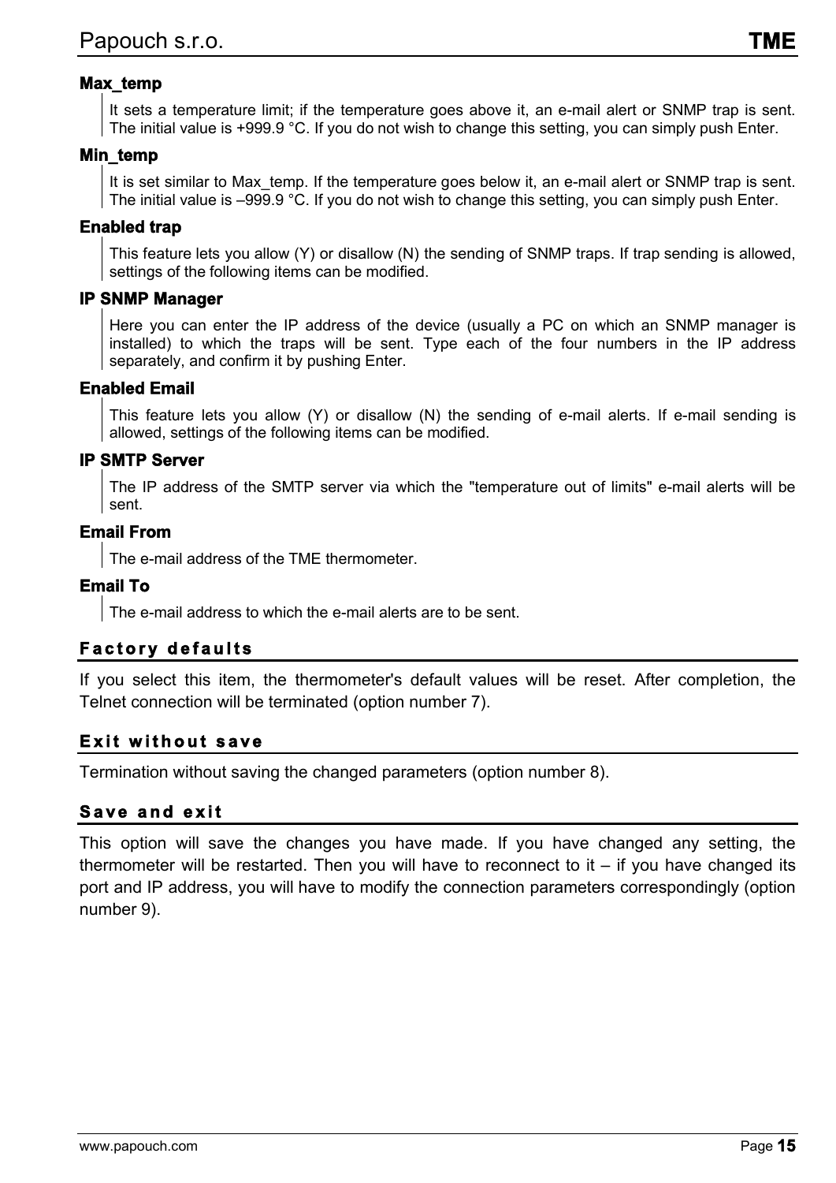#### Max_temp

It sets a temperature limit; if the temperature goes above it, an e-mail alert or SNMP trap is sent. The initial value is +999.9 °C. If you do not wish to change this setting, you can simply push Enter.

#### Min_temp

It is set similar to Max_temp. If the temperature goes below it, an e-mail alert or SNMP trap is sent. The initial value is –999.9 °C. If you do not wish to change this setting, you can simply push Enter.

#### Enabled trap

This feature lets you allow (Y) or disallow (N) the sending of SNMP traps. If trap sending is allowed, settings of the following items can be modified.

#### IP SNMP Manager

Here you can enter the IP address of the device (usually a PC on which an SNMP manager is installed) to which the traps will be sent. Type each of the four numbers in the IP address separately, and confirm it by pushing Enter.

#### Enabled Email

This feature lets you allow (Y) or disallow (N) the sending of e-mail alerts. If e-mail sending is allowed, settings of the following items can be modified.

#### IP SMTP Server

The IP address of the SMTP server via which the "temperature out of limits" e-mail alerts will be sent.

#### Email From

The e-mail address of the TME thermometer.

#### Email To

The e-mail address to which the e-mail alerts are to be sent.

### Factory defaults

If you select this item, the thermometer's default values will be reset. After completion, the Telnet connection will be terminated (option number 7).

### Exit without save

Termination without saving the changed parameters (option number 8).

### Save and exit

This option will save the changes you have made. If you have changed any setting, the thermometer will be restarted. Then you will have to reconnect to it – if you have changed its port and IP address, you will have to modify the connection parameters correspondingly (option number 9).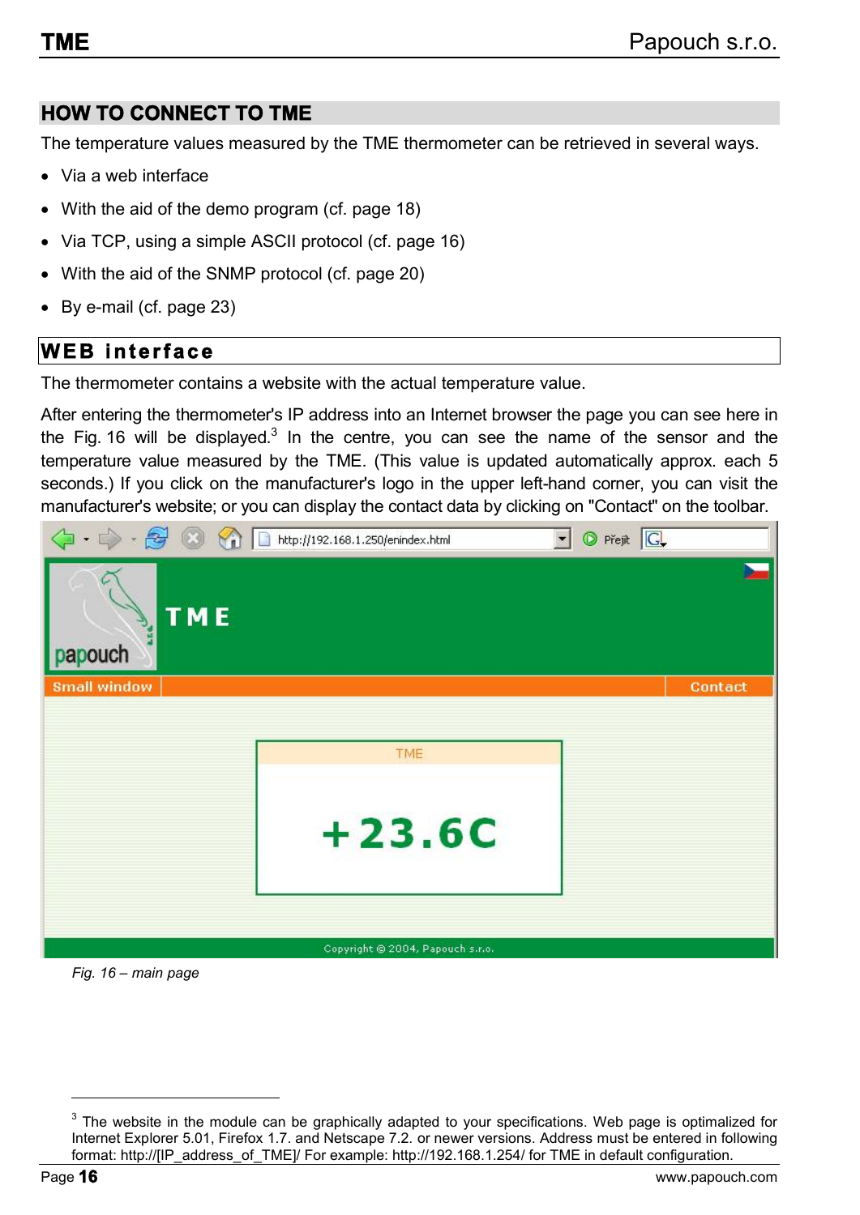## HOW TO CONNECT TO TME

The temperature values measured by the TME thermometer can be retrieved in several ways.

- Via a web interface
- With the aid of the demo program (cf. page 18)
- Via TCP, using a simple ASCII protocol (cf. page 16)
- With the aid of the SNMP protocol (cf. page 20)
- By e-mail (cf. page 23)

### WEB interface

The thermometer contains a website with the actual temperature value.

After entering the thermometer's IP address into an Internet browser the page you can see here in the Fig. 16 will be displayed.[3] In the centre, you can see the name of the sensor and the temperature value measured by the TME. (This value is updated automatically approx. each 5 seconds.) If you click on the manufacturer's logo in the upper left-hand corner, you can visit the manufacturer's website; or you can display the contact data by clicking on "Contact" on the toolbar.

*Fig. 16 – main page*

---

[3] The website in the module can be graphically adapted to your specifications. Web page is optimalized for Internet Explorer 5.01, Firefox 1.7. and Netscape 7.2. or newer versions. Address must be entered in following format: http://[IP_address_of_TME]/ For example: http://192.168.1.254/ for TME in default configuration.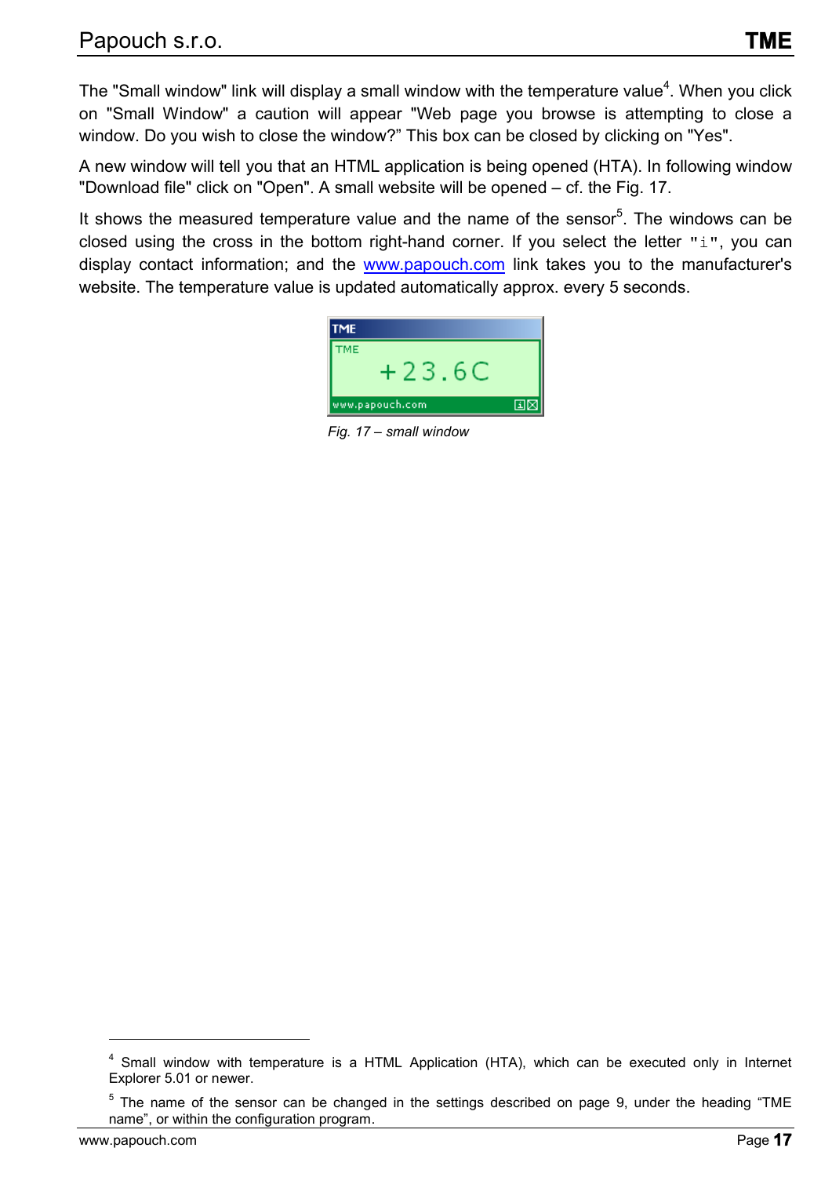The "Small window" link will display a small window with the temperature value[4]. When you click on "Small Window" a caution will appear "Web page you browse is attempting to close a window. Do you wish to close the window?" This box can be closed by clicking on "Yes".

A new window will tell you that an HTML application is being opened (HTA). In following window "Download file" click on "Open". A small website will be opened – cf. the Fig. 17.

It shows the measured temperature value and the name of the sensor[5]. The windows can be closed using the cross in the bottom right-hand corner. If you select the letter "i", you can display contact information; and the www.papouch.com link takes you to the manufacturer's website. The temperature value is updated automatically approx. every 5 seconds.

*Fig. 17 – small window*

---

[4] Small window with temperature is a HTML Application (HTA), which can be executed only in Internet Explorer 5.01 or newer.

[5] The name of the sensor can be changed in the settings described on page 9, under the heading "TME name", or within the configuration program.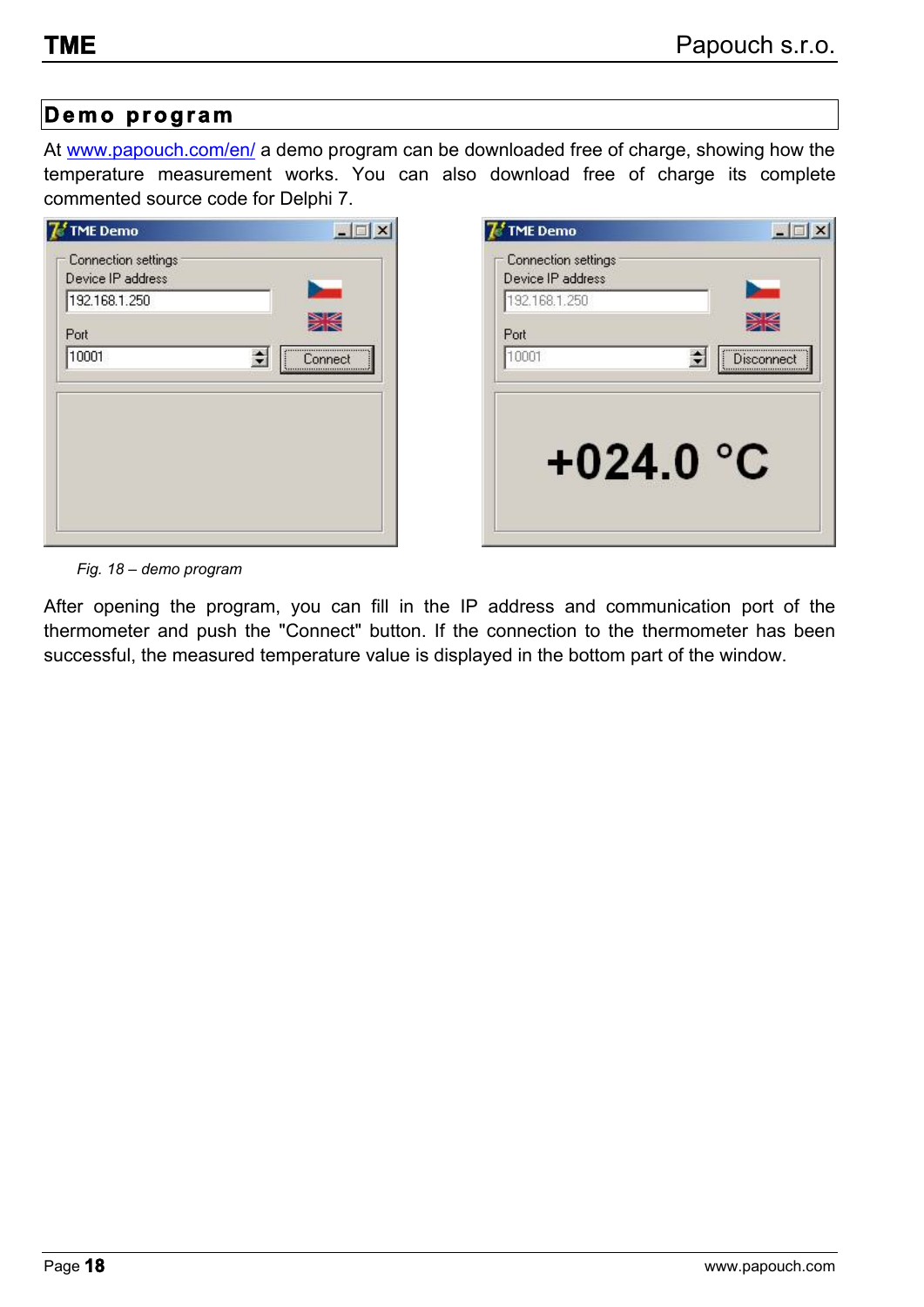## Demo program

At [www.papouch.com/en/](www.papouch.com/en/) a demo program can be downloaded free of charge, showing how the temperature measurement works. You can also download free of charge its complete commented source code for Delphi 7.

*Fig. 18 – demo program*

After opening the program, you can fill in the IP address and communication port of the thermometer and push the "Connect" button. If the connection to the thermometer has been successful, the measured temperature value is displayed in the bottom part of the window.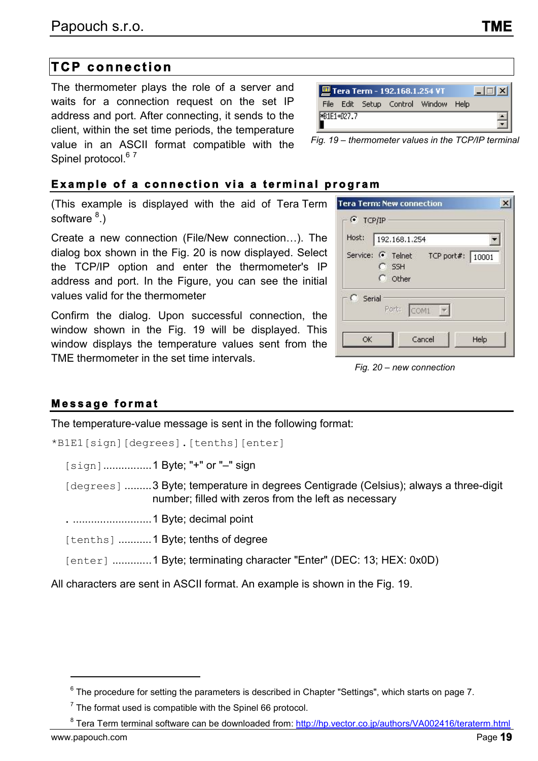## TCP connection

The thermometer plays the role of a server and waits for a connection request on the set IP address and port. After connecting, it sends to the client, within the set time periods, the temperature value in an ASCII format compatible with the Spinel protocol.[6] [7]

*Fig. 19 – thermometer values in the TCP/IP terminal*

### Example of a connection via a terminal program

(This example is displayed with the aid of Tera Term software [8].)

Create a new connection (File/New connection…). The dialog box shown in the Fig. 20 is now displayed. Select the TCP/IP option and enter the thermometer's IP address and port. In the Figure, you can see the initial values valid for the thermometer

Confirm the dialog. Upon successful connection, the window shown in the Fig. 19 will be displayed. This window displays the temperature values sent from the TME thermometer in the set time intervals.

*Fig. 20 – new connection*

### Message format

The temperature-value message is sent in the following format:

`*B1E1[sign][degrees].[tenths][enter]`

- `[sign]` ................ 1 Byte; "+" or "–" sign
- `[degrees]` ......... 3 Byte; temperature in degrees Centigrade (Celsius); always a three-digit number; filled with zeros from the left as necessary
- `.` .......................... 1 Byte; decimal point
- `[tenths]` ........... 1 Byte; tenths of degree
- `[enter]` ............. 1 Byte; terminating character "Enter" (DEC: 13; HEX: 0x0D)

All characters are sent in ASCII format. An example is shown in the Fig. 19.

---

[6] The procedure for setting the parameters is described in Chapter "Settings", which starts on page 7.

[7] The format used is compatible with the Spinel 66 protocol.

[8] Tera Term terminal software can be downloaded from: http://hp.vector.co.jp/authors/VA002416/teraterm.html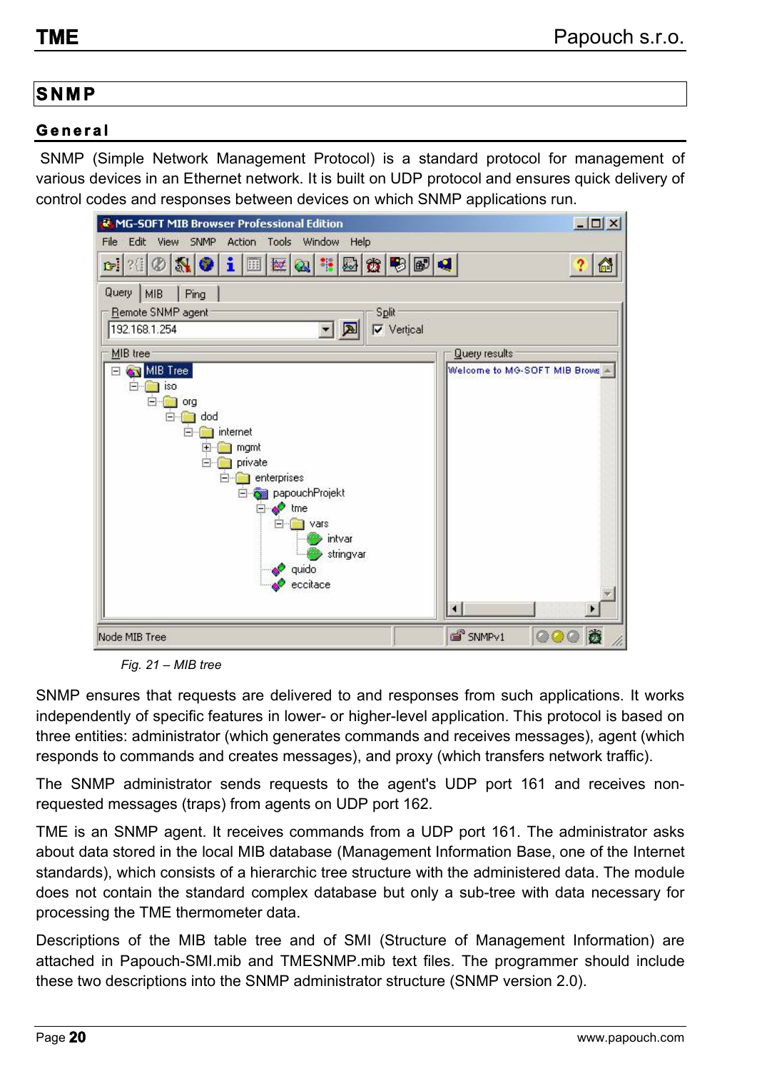# SNMP

## General

SNMP (Simple Network Management Protocol) is a standard protocol for management of various devices in an Ethernet network. It is built on UDP protocol and ensures quick delivery of control codes and responses between devices on which SNMP applications run.

*Fig. 21 – MIB tree*

SNMP ensures that requests are delivered to and responses from such applications. It works independently of specific features in lower- or higher-level application. This protocol is based on three entities: administrator (which generates commands and receives messages), agent (which responds to commands and creates messages), and proxy (which transfers network traffic).

The SNMP administrator sends requests to the agent's UDP port 161 and receives non-requested messages (traps) from agents on UDP port 162.

TME is an SNMP agent. It receives commands from a UDP port 161. The administrator asks about data stored in the local MIB database (Management Information Base, one of the Internet standards), which consists of a hierarchic tree structure with the administered data. The module does not contain the standard complex database but only a sub-tree with data necessary for processing the TME thermometer data.

Descriptions of the MIB table tree and of SMI (Structure of Management Information) are attached in Papouch-SMI.mib and TMESNMP.mib text files. The programmer should include these two descriptions into the SNMP administrator structure (SNMP version 2.0).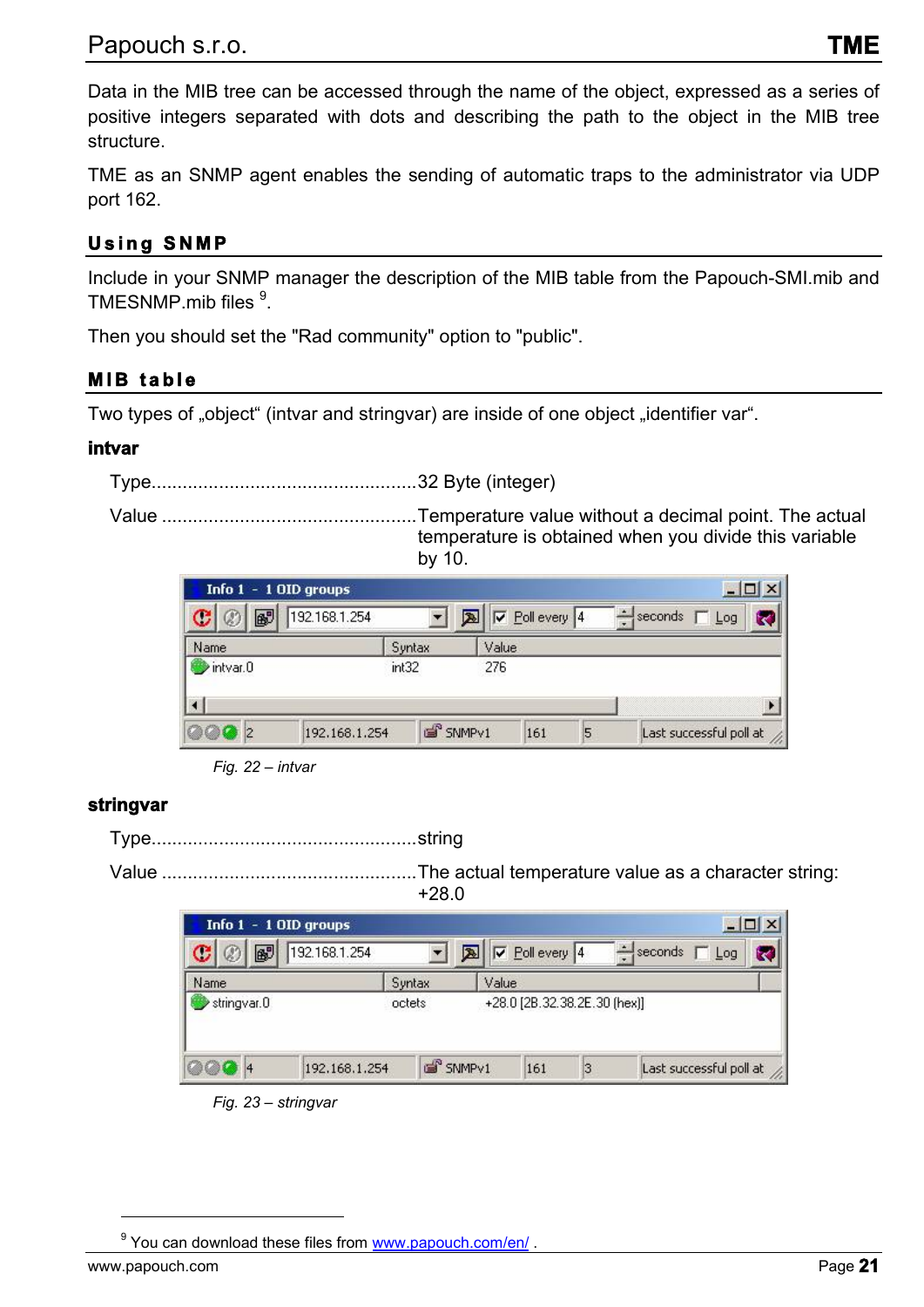Data in the MIB tree can be accessed through the name of the object, expressed as a series of positive integers separated with dots and describing the path to the object in the MIB tree structure.

TME as an SNMP agent enables the sending of automatic traps to the administrator via UDP port 162.

## Using SNMP

Include in your SNMP manager the description of the MIB table from the Papouch-SMI.mib and TMESNMP.mib files [9].

Then you should set the "Rad community" option to "public".

## MIB table

Two types of „object“ (intvar and stringvar) are inside of one object „identifier var“.

### intvar

Type....................................................32 Byte (integer)

Value ..................................................Temperature value without a decimal point. The actual temperature is obtained when you divide this variable by 10.

*Fig. 22 – intvar*

### stringvar

Type....................................................string

Value ..................................................The actual temperature value as a character string: +28.0

*Fig. 23 – stringvar*

[9] You can download these files from www.papouch.com/en/ .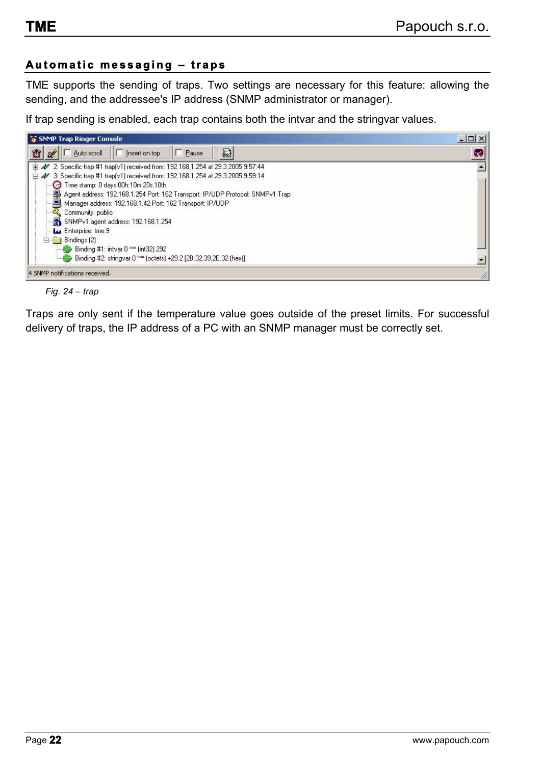## Automatic messaging – traps

TME supports the sending of traps. Two settings are necessary for this feature: allowing the sending, and the addressee's IP address (SNMP administrator or manager).

If trap sending is enabled, each trap contains both the intvar and the stringvar values.

*Fig. 24 – trap*

Traps are only sent if the temperature value goes outside of the preset limits. For successful delivery of traps, the IP address of a PC with an SNMP manager must be correctly set.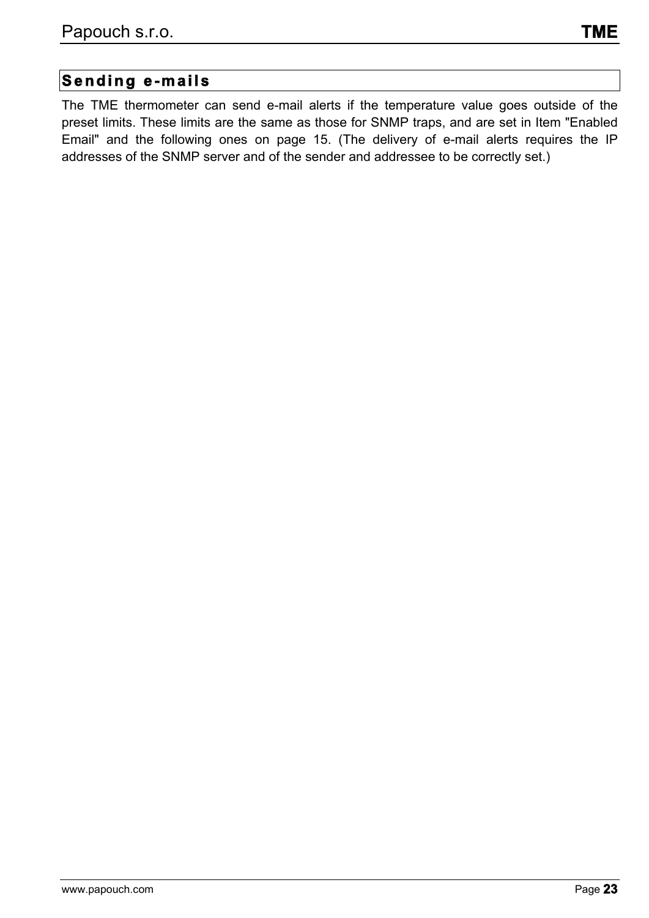## Sending e-mails

The TME thermometer can send e-mail alerts if the temperature value goes outside of the preset limits. These limits are the same as those for SNMP traps, and are set in Item "Enabled Email" and the following ones on page 15. (The delivery of e-mail alerts requires the IP addresses of the SNMP server and of the sender and addressee to be correctly set.)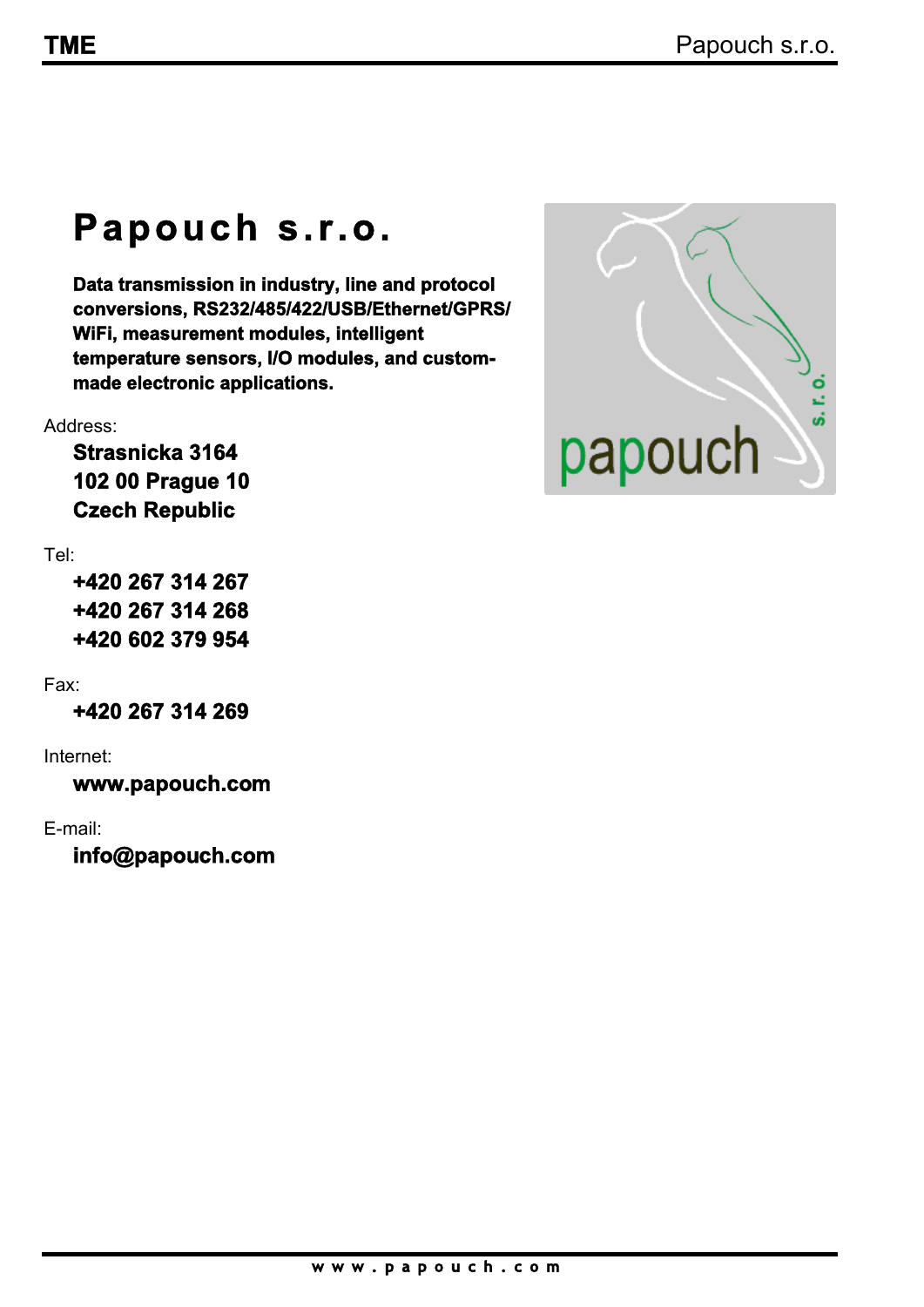# Papouch s.r.o.

**Data transmission in industry, line and protocol conversions, RS232/485/422/USB/Ethernet/GPRS/WiFi, measurement modules, intelligent temperature sensors, I/O modules, and custom-made electronic applications.**

Address:

**Strasnicka 3164**
**102 00 Prague 10**
**Czech Republic**

Tel:

**+420 267 314 267**
**+420 267 314 268**
**+420 602 379 954**

Fax:

**+420 267 314 269**

Internet:

**www.papouch.com**

E-mail:

**info@papouch.com**